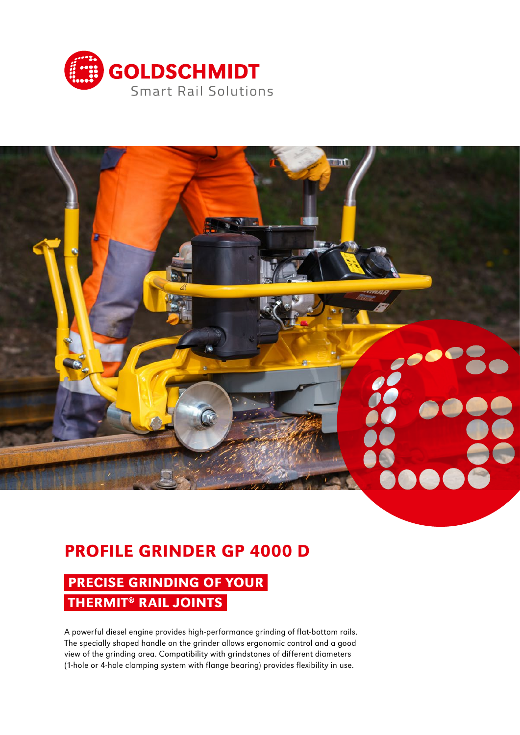GOLDSCHMIDT

Smart Rail Solutions

# PROFILE GRINDER GP 4000 D

## PRECISE GRINDING OF YOUR THERMIT® RAIL JOINTS

A powerful diesel engine provides high-performance grinding of flat-bottom rails. The specially shaped handle on the grinder allows ergonomic control and a good view of the grinding area. Compatibility with grindstones of different diameters (1-hole or 4-hole clamping system with flange bearing) provides flexibility in use.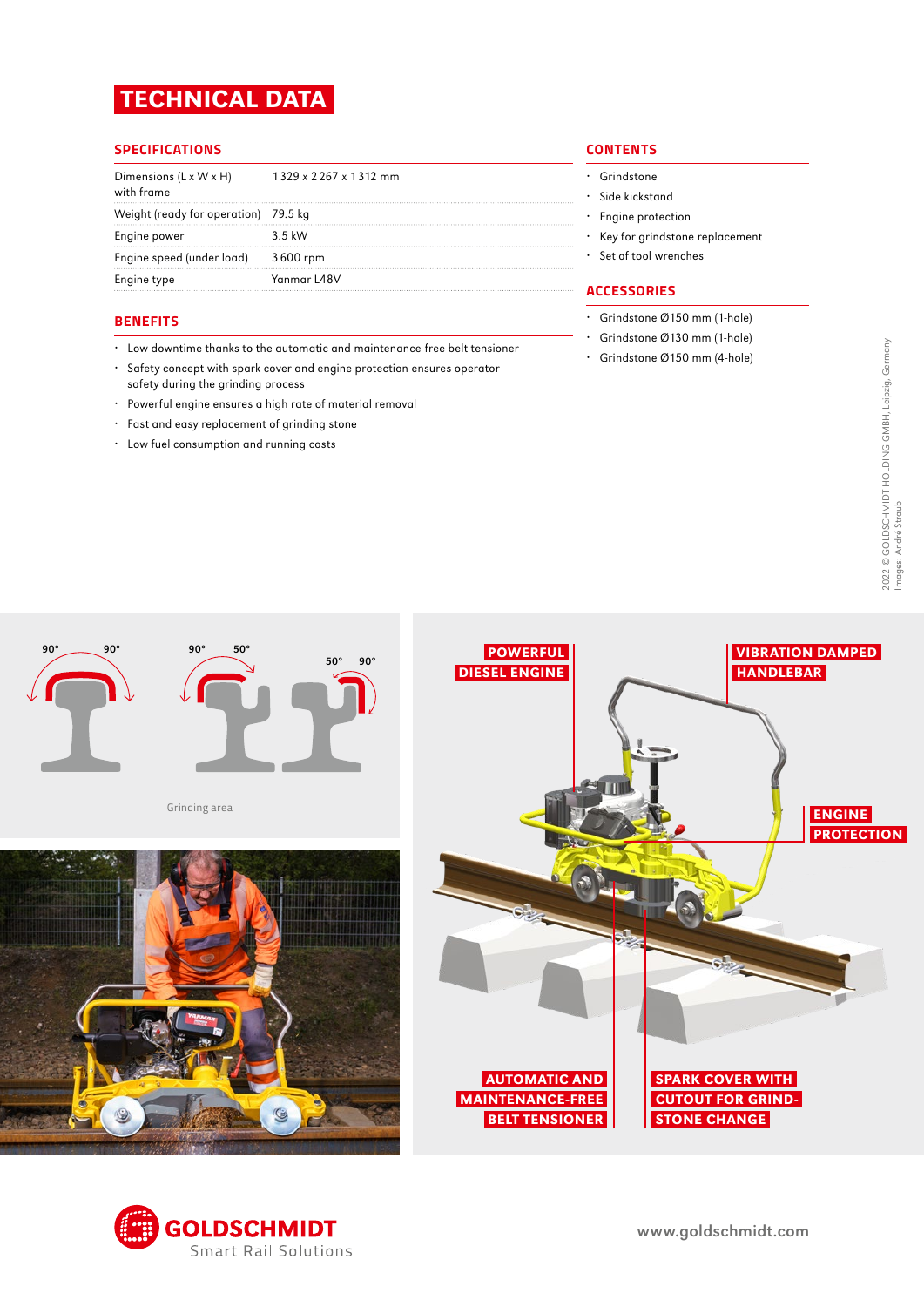# TECHNICAL DATA

## SPECIFICATIONS

| | |
|---|---|
| Dimensions (L x W x H) with frame | 1 329 x 2 267 x 1 312 mm |
| Weight (ready for operation) | 79.5 kg |
| Engine power | 3.5 kW |
| Engine speed (under load) | 3 600 rpm |
| Engine type | Yanmar L48V |

## BENEFITS

- Low downtime thanks to the automatic and maintenance-free belt tensioner
- Safety concept with spark cover and engine protection ensures operator safety during the grinding process
- Powerful engine ensures a high rate of material removal
- Fast and easy replacement of grinding stone
- Low fuel consumption and running costs

## CONTENTS

- Grindstone
- Side kickstand
- Engine protection
- Key for grindstone replacement
- Set of tool wrenches

## ACCESSORIES

- Grindstone Ø150 mm (1-hole)
- Grindstone Ø130 mm (1-hole)
- Grindstone Ø150 mm (4-hole)

2022 © GOLDSCHMIDT HOLDING GMBH, Leipzig, Germany
Images: André Straub

90° 90°
90° 50°
50° 90°

Grinding area

POWERFUL DIESEL ENGINE

VIBRATION DAMPED HANDLEBAR

ENGINE PROTECTION

AUTOMATIC AND MAINTENANCE-FREE BELT TENSIONER

SPARK COVER WITH CUTOUT FOR GRIND-STONE CHANGE

GOLDSCHMIDT
Smart Rail Solutions

www.goldschmidt.com